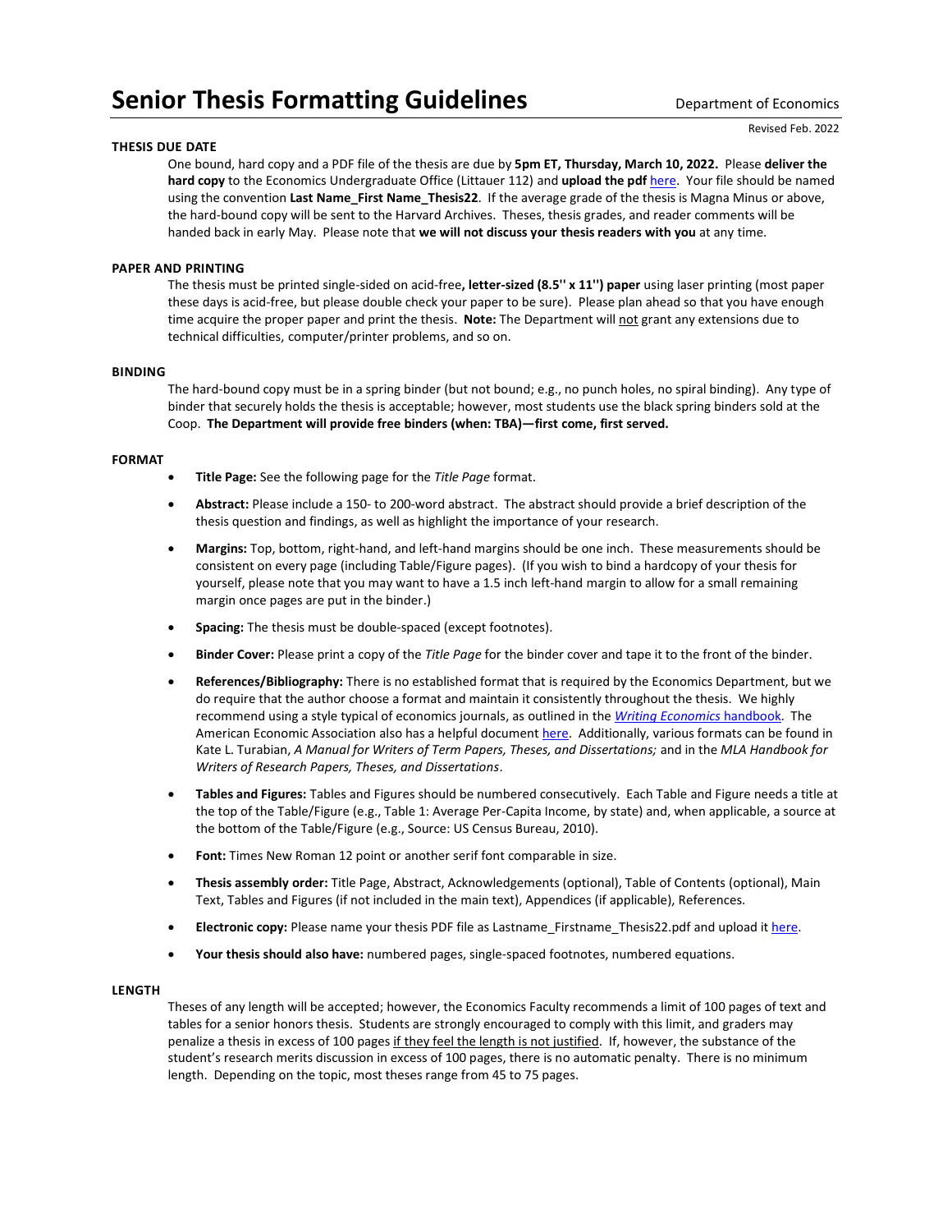# Senior Thesis Formatting Guidelines

Department of Economics

Revised Feb. 2022

## THESIS DUE DATE

One bound, hard copy and a PDF file of the thesis are due by **5pm ET, Thursday, March 10, 2022.** Please **deliver the hard copy** to the Economics Undergraduate Office (Littauer 112) and **upload the pdf** here. Your file should be named using the convention **Last Name_First Name_Thesis22**. If the average grade of the thesis is Magna Minus or above, the hard-bound copy will be sent to the Harvard Archives. Theses, thesis grades, and reader comments will be handed back in early May. Please note that **we will not discuss your thesis readers with you** at any time.

## PAPER AND PRINTING

The thesis must be printed single-sided on acid-free**, letter-sized (8.5'' x 11'') paper** using laser printing (most paper these days is acid-free, but please double check your paper to be sure). Please plan ahead so that you have enough time acquire the proper paper and print the thesis. **Note:** The Department will not grant any extensions due to technical difficulties, computer/printer problems, and so on.

## BINDING

The hard-bound copy must be in a spring binder (but not bound; e.g., no punch holes, no spiral binding). Any type of binder that securely holds the thesis is acceptable; however, most students use the black spring binders sold at the Coop. **The Department will provide free binders (when: TBA)—first come, first served.**

## FORMAT

- **Title Page:** See the following page for the *Title Page* format.
- **Abstract:** Please include a 150- to 200-word abstract. The abstract should provide a brief description of the thesis question and findings, as well as highlight the importance of your research.
- **Margins:** Top, bottom, right-hand, and left-hand margins should be one inch. These measurements should be consistent on every page (including Table/Figure pages). (If you wish to bind a hardcopy of your thesis for yourself, please note that you may want to have a 1.5 inch left-hand margin to allow for a small remaining margin once pages are put in the binder.)
- **Spacing:** The thesis must be double-spaced (except footnotes).
- **Binder Cover:** Please print a copy of the *Title Page* for the binder cover and tape it to the front of the binder.
- **References/Bibliography:** There is no established format that is required by the Economics Department, but we do require that the author choose a format and maintain it consistently throughout the thesis. We highly recommend using a style typical of economics journals, as outlined in the *Writing Economics* handbook. The American Economic Association also has a helpful document here. Additionally, various formats can be found in Kate L. Turabian, *A Manual for Writers of Term Papers, Theses, and Dissertations;* and in the *MLA Handbook for Writers of Research Papers, Theses, and Dissertations*.
- **Tables and Figures:** Tables and Figures should be numbered consecutively. Each Table and Figure needs a title at the top of the Table/Figure (e.g., Table 1: Average Per-Capita Income, by state) and, when applicable, a source at the bottom of the Table/Figure (e.g., Source: US Census Bureau, 2010).
- **Font:** Times New Roman 12 point or another serif font comparable in size.
- **Thesis assembly order:** Title Page, Abstract, Acknowledgements (optional), Table of Contents (optional), Main Text, Tables and Figures (if not included in the main text), Appendices (if applicable), References.
- **Electronic copy:** Please name your thesis PDF file as Lastname_Firstname_Thesis22.pdf and upload it here.
- **Your thesis should also have:** numbered pages, single-spaced footnotes, numbered equations.

## LENGTH

Theses of any length will be accepted; however, the Economics Faculty recommends a limit of 100 pages of text and tables for a senior honors thesis. Students are strongly encouraged to comply with this limit, and graders may penalize a thesis in excess of 100 pages if they feel the length is not justified. If, however, the substance of the student's research merits discussion in excess of 100 pages, there is no automatic penalty. There is no minimum length. Depending on the topic, most theses range from 45 to 75 pages.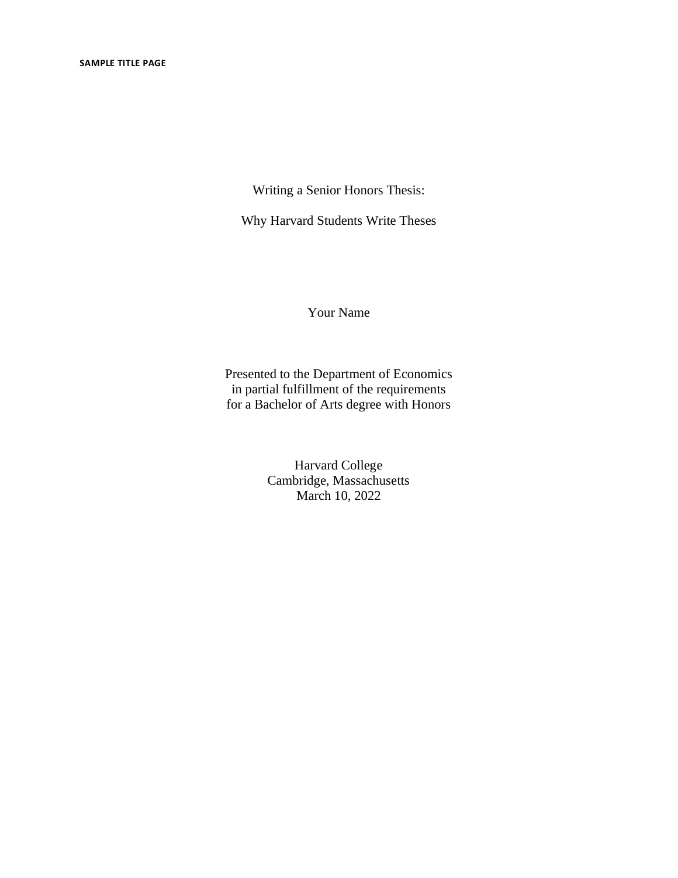**SAMPLE TITLE PAGE**

Writing a Senior Honors Thesis:

Why Harvard Students Write Theses

Your Name

Presented to the Department of Economics
in partial fulfillment of the requirements
for a Bachelor of Arts degree with Honors

Harvard College
Cambridge, Massachusetts
March 10, 2022